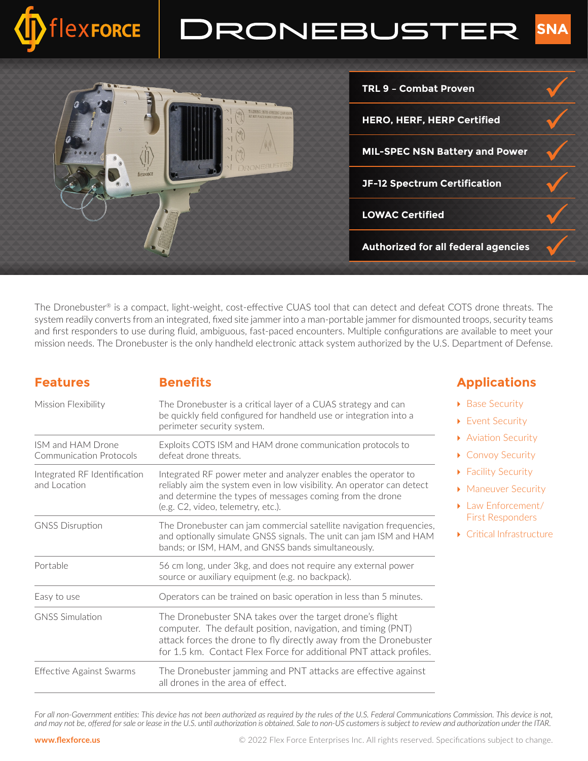# flexFORCE DRONEBUSTER SNA

- **TRL 9 – Combat Proven** ✓
- **HERO, HERF, HERP Certified** ✓
- **MIL-SPEC NSN Battery and Power** ✓
- **JF-12 Spectrum Certification** ✓
- **LOWAC Certified** ✓
- **Authorized for all federal agencies** ✓

The Dronebuster® is a compact, light-weight, cost-effective CUAS tool that can detect and defeat COTS drone threats. The system readily converts from an integrated, fixed site jammer into a man-portable jammer for dismounted troops, security teams and first responders to use during fluid, ambiguous, fast-paced encounters. Multiple configurations are available to meet your mission needs. The Dronebuster is the only handheld electronic attack system authorized by the U.S. Department of Defense.

| Features | Benefits |
| --- | --- |
| Mission Flexibility | The Dronebuster is a critical layer of a CUAS strategy and can be quickly field configured for handheld use or integration into a perimeter security system. |
| ISM and HAM Drone Communication Protocols | Exploits COTS ISM and HAM drone communication protocols to defeat drone threats. |
| Integrated RF Identification and Location | Integrated RF power meter and analyzer enables the operator to reliably aim the system even in low visibility. An operator can detect and determine the types of messages coming from the drone (e.g. C2, video, telemetry, etc.). |
| GNSS Disruption | The Dronebuster can jam commercial satellite navigation frequencies, and optionally simulate GNSS signals. The unit can jam ISM and HAM bands; or ISM, HAM, and GNSS bands simultaneously. |
| Portable | 56 cm long, under 3kg, and does not require any external power source or auxiliary equipment (e.g. no backpack). |
| Easy to use | Operators can be trained on basic operation in less than 5 minutes. |
| GNSS Simulation | The Dronebuster SNA takes over the target drone's flight computer. The default position, navigation, and timing (PNT) attack forces the drone to fly directly away from the Dronebuster for 1.5 km. Contact Flex Force for additional PNT attack profiles. |
| Effective Against Swarms | The Dronebuster jamming and PNT attacks are effective against all drones in the area of effect. |

## Applications

- Base Security
- Event Security
- Aviation Security
- Convoy Security
- Facility Security
- Maneuver Security
- Law Enforcement/ First Responders
- Critical Infrastructure

*For all non-Government entities: This device has not been authorized as required by the rules of the U.S. Federal Communications Commission. This device is not, and may not be, offered for sale or lease in the U.S. until authorization is obtained. Sale to non-US customers is subject to review and authorization under the ITAR.*

www.flexforce.us

© 2022 Flex Force Enterprises Inc. All rights reserved. Specifications subject to change.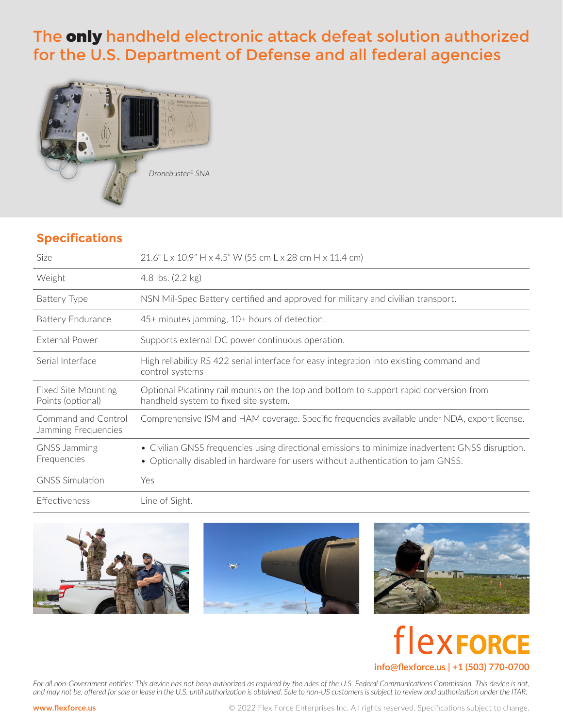# The **only** handheld electronic attack defeat solution authorized for the U.S. Department of Defense and all federal agencies

*Dronebuster® SNA*

## Specifications

| | |
|---|---|
| Size | 21.6" L x 10.9" H x 4.5" W (55 cm L x 28 cm H x 11.4 cm) |
| Weight | 4.8 lbs. (2.2 kg) |
| Battery Type | NSN Mil-Spec Battery certified and approved for military and civilian transport. |
| Battery Endurance | 45+ minutes jamming, 10+ hours of detection. |
| External Power | Supports external DC power continuous operation. |
| Serial Interface | High reliability RS 422 serial interface for easy integration into existing command and control systems |
| Fixed Site Mounting Points (optional) | Optional Picatinny rail mounts on the top and bottom to support rapid conversion from handheld system to fixed site system. |
| Command and Control Jamming Frequencies | Comprehensive ISM and HAM coverage. Specific frequencies available under NDA, export license. |
| GNSS Jamming Frequencies | • Civilian GNSS frequencies using directional emissions to minimize inadvertent GNSS disruption. • Optionally disabled in hardware for users without authentication to jam GNSS. |
| GNSS Simulation | Yes |
| Effectiveness | Line of Sight. |

flexFORCE

**info@flexforce.us | +1 (503) 770-0700**

*For all non-Government entities: This device has not been authorized as required by the rules of the U.S. Federal Communications Commission. This device is not, and may not be, offered for sale or lease in the U.S. until authorization is obtained. Sale to non-US customers is subject to review and authorization under the ITAR.*

**www.flexforce.us**

© 2022 Flex Force Enterprises Inc. All rights reserved. Specifications subject to change.